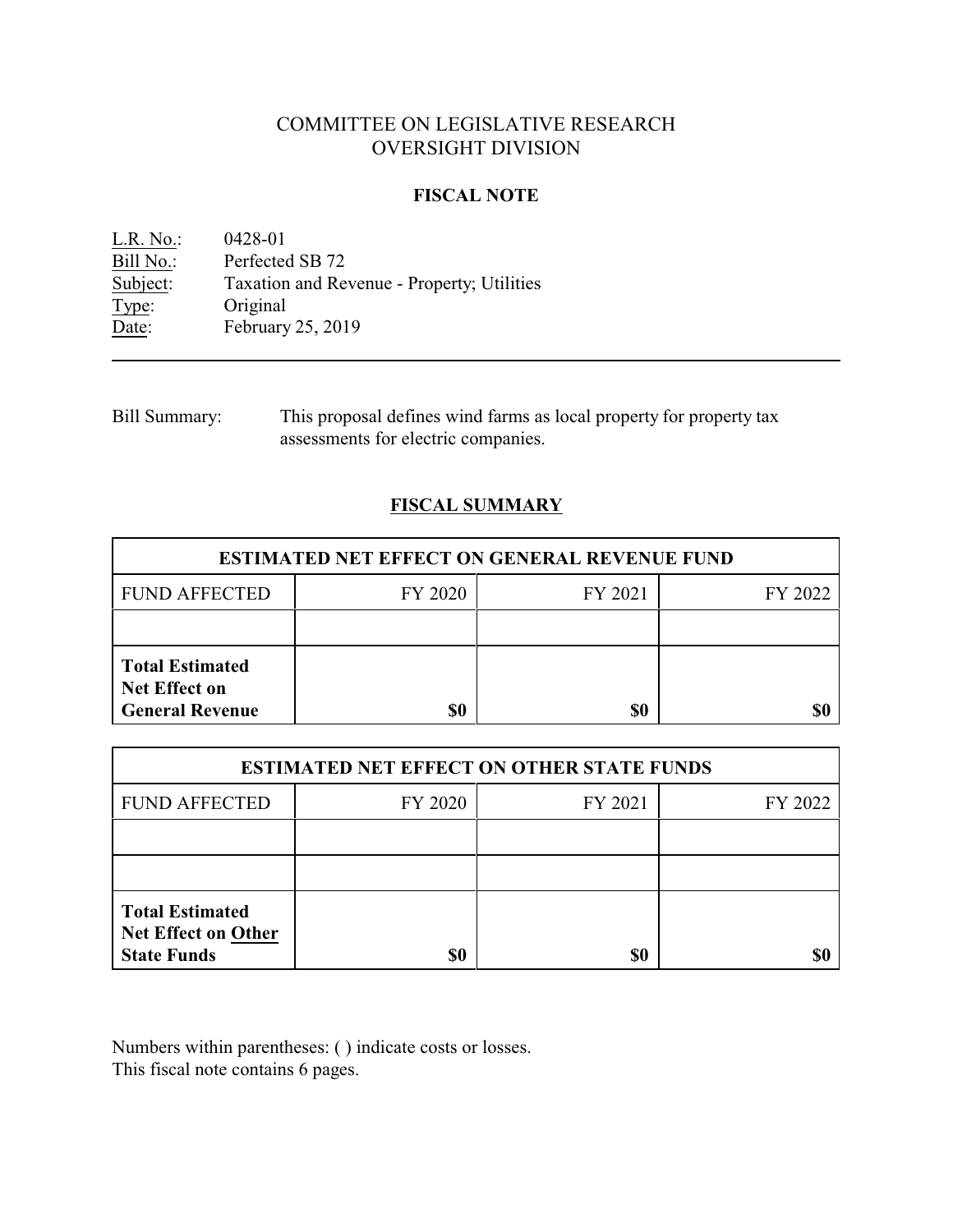# COMMITTEE ON LEGISLATIVE RESEARCH
# OVERSIGHT DIVISION

## FISCAL NOTE

L.R. No.: 0428-01
Bill No.: Perfected SB 72
Subject: Taxation and Revenue - Property; Utilities
Type: Original
Date: February 25, 2019

---

Bill Summary: This proposal defines wind farms as local property for property tax assessments for electric companies.

## FISCAL SUMMARY

| ESTIMATED NET EFFECT ON GENERAL REVENUE FUND | | | |
|---|---|---|---|
| FUND AFFECTED | FY 2020 | FY 2021 | FY 2022 |
| | | | |
| **Total Estimated Net Effect on General Revenue** | **$0** | **$0** | **$0** |

| ESTIMATED NET EFFECT ON OTHER STATE FUNDS | | | |
|---|---|---|---|
| FUND AFFECTED | FY 2020 | FY 2021 | FY 2022 |
| | | | |
| | | | |
| **Total Estimated Net Effect on Other State Funds** | **$0** | **$0** | **$0** |

Numbers within parentheses: ( ) indicate costs or losses.
This fiscal note contains 6 pages.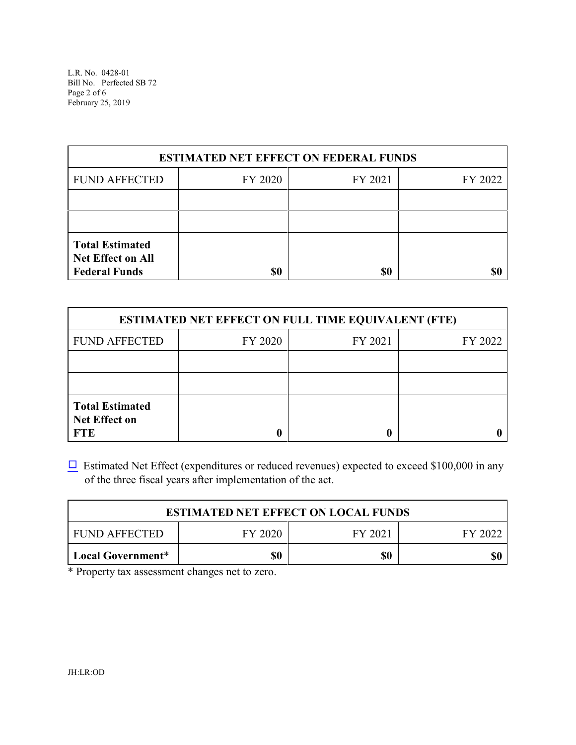| ESTIMATED NET EFFECT ON FEDERAL FUNDS | | | |
|---|---|---|---|
| FUND AFFECTED | FY 2020 | FY 2021 | FY 2022 |
| | | | |
| | | | |
| **Total Estimated Net Effect on All Federal Funds** | **$0** | **$0** | **$0** |

| ESTIMATED NET EFFECT ON FULL TIME EQUIVALENT (FTE) | | | |
|---|---|---|---|
| FUND AFFECTED | FY 2020 | FY 2021 | FY 2022 |
| | | | |
| | | | |
| **Total Estimated Net Effect on FTE** | **0** | **0** | **0** |

☐ Estimated Net Effect (expenditures or reduced revenues) expected to exceed $100,000 in any of the three fiscal years after implementation of the act.

| ESTIMATED NET EFFECT ON LOCAL FUNDS | | | |
|---|---|---|---|
| FUND AFFECTED | FY 2020 | FY 2021 | FY 2022 |
| **Local Government*** | **$0** | **$0** | **$0** |

* Property tax assessment changes net to zero.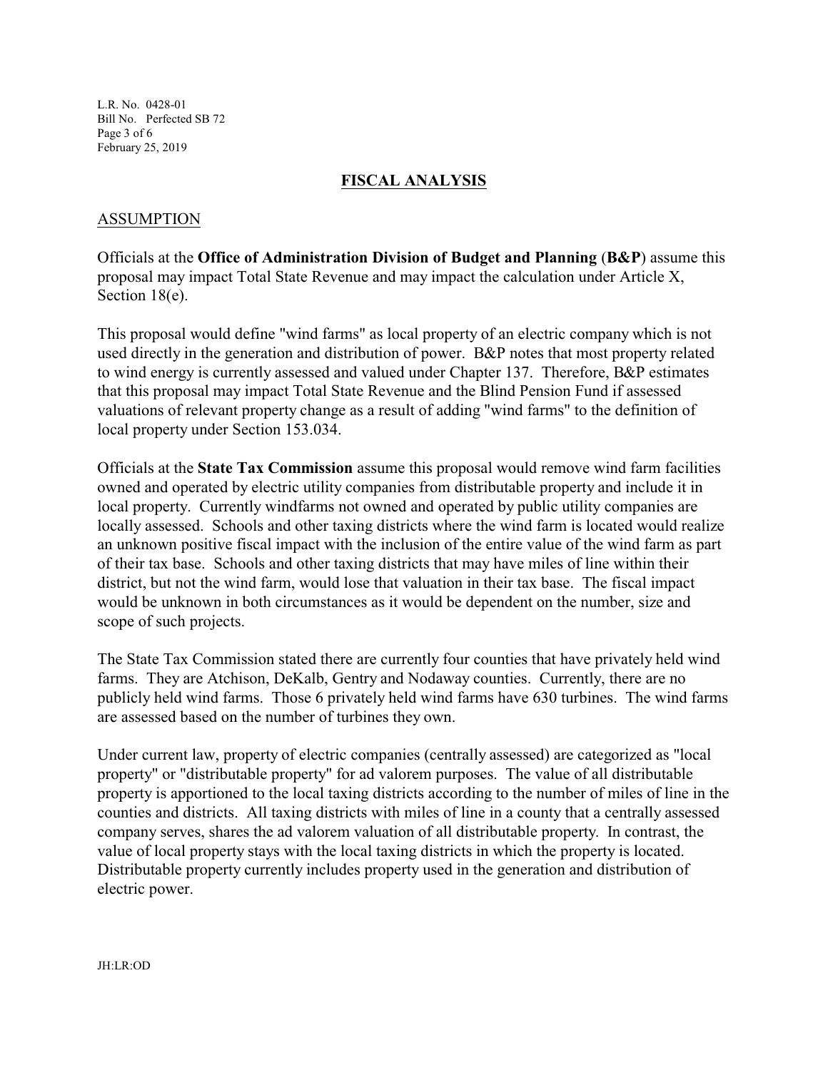## FISCAL ANALYSIS

### ASSUMPTION

Officials at the **Office of Administration Division of Budget and Planning** (**B&P**) assume this proposal may impact Total State Revenue and may impact the calculation under Article X, Section 18(e).

This proposal would define "wind farms" as local property of an electric company which is not used directly in the generation and distribution of power. B&P notes that most property related to wind energy is currently assessed and valued under Chapter 137. Therefore, B&P estimates that this proposal may impact Total State Revenue and the Blind Pension Fund if assessed valuations of relevant property change as a result of adding "wind farms" to the definition of local property under Section 153.034.

Officials at the **State Tax Commission** assume this proposal would remove wind farm facilities owned and operated by electric utility companies from distributable property and include it in local property. Currently windfarms not owned and operated by public utility companies are locally assessed. Schools and other taxing districts where the wind farm is located would realize an unknown positive fiscal impact with the inclusion of the entire value of the wind farm as part of their tax base. Schools and other taxing districts that may have miles of line within their district, but not the wind farm, would lose that valuation in their tax base. The fiscal impact would be unknown in both circumstances as it would be dependent on the number, size and scope of such projects.

The State Tax Commission stated there are currently four counties that have privately held wind farms. They are Atchison, DeKalb, Gentry and Nodaway counties. Currently, there are no publicly held wind farms. Those 6 privately held wind farms have 630 turbines. The wind farms are assessed based on the number of turbines they own.

Under current law, property of electric companies (centrally assessed) are categorized as "local property" or "distributable property" for ad valorem purposes. The value of all distributable property is apportioned to the local taxing districts according to the number of miles of line in the counties and districts. All taxing districts with miles of line in a county that a centrally assessed company serves, shares the ad valorem valuation of all distributable property. In contrast, the value of local property stays with the local taxing districts in which the property is located. Distributable property currently includes property used in the generation and distribution of electric power.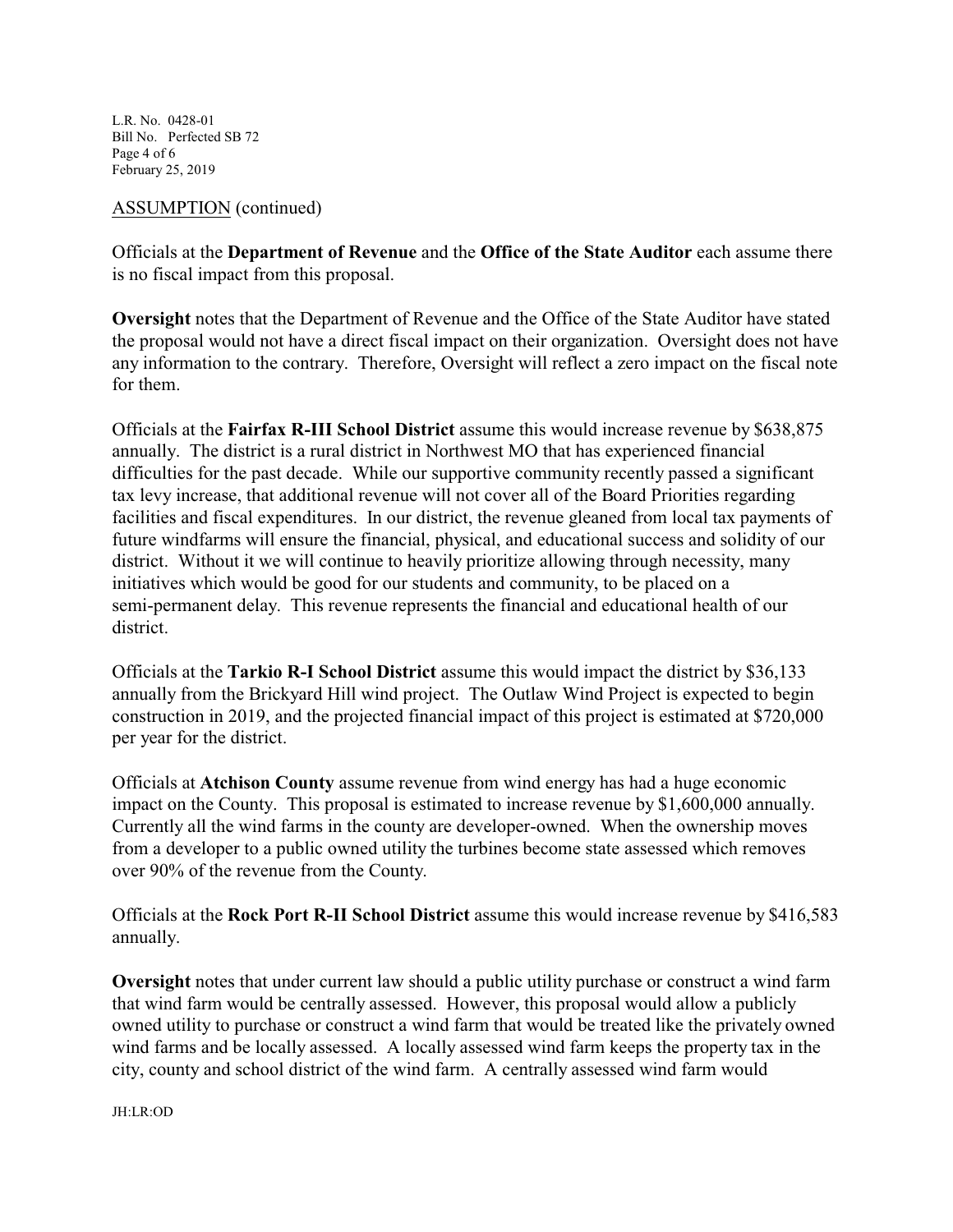ASSUMPTION (continued)

Officials at the **Department of Revenue** and the **Office of the State Auditor** each assume there is no fiscal impact from this proposal.

**Oversight** notes that the Department of Revenue and the Office of the State Auditor have stated the proposal would not have a direct fiscal impact on their organization. Oversight does not have any information to the contrary. Therefore, Oversight will reflect a zero impact on the fiscal note for them.

Officials at the **Fairfax R-III School District** assume this would increase revenue by $638,875 annually. The district is a rural district in Northwest MO that has experienced financial difficulties for the past decade. While our supportive community recently passed a significant tax levy increase, that additional revenue will not cover all of the Board Priorities regarding facilities and fiscal expenditures. In our district, the revenue gleaned from local tax payments of future windfarms will ensure the financial, physical, and educational success and solidity of our district. Without it we will continue to heavily prioritize allowing through necessity, many initiatives which would be good for our students and community, to be placed on a semi-permanent delay. This revenue represents the financial and educational health of our district.

Officials at the **Tarkio R-I School District** assume this would impact the district by $36,133 annually from the Brickyard Hill wind project. The Outlaw Wind Project is expected to begin construction in 2019, and the projected financial impact of this project is estimated at $720,000 per year for the district.

Officials at **Atchison County** assume revenue from wind energy has had a huge economic impact on the County. This proposal is estimated to increase revenue by $1,600,000 annually. Currently all the wind farms in the county are developer-owned. When the ownership moves from a developer to a public owned utility the turbines become state assessed which removes over 90% of the revenue from the County.

Officials at the **Rock Port R-II School District** assume this would increase revenue by $416,583 annually.

**Oversight** notes that under current law should a public utility purchase or construct a wind farm that wind farm would be centrally assessed. However, this proposal would allow a publicly owned utility to purchase or construct a wind farm that would be treated like the privately owned wind farms and be locally assessed. A locally assessed wind farm keeps the property tax in the city, county and school district of the wind farm. A centrally assessed wind farm would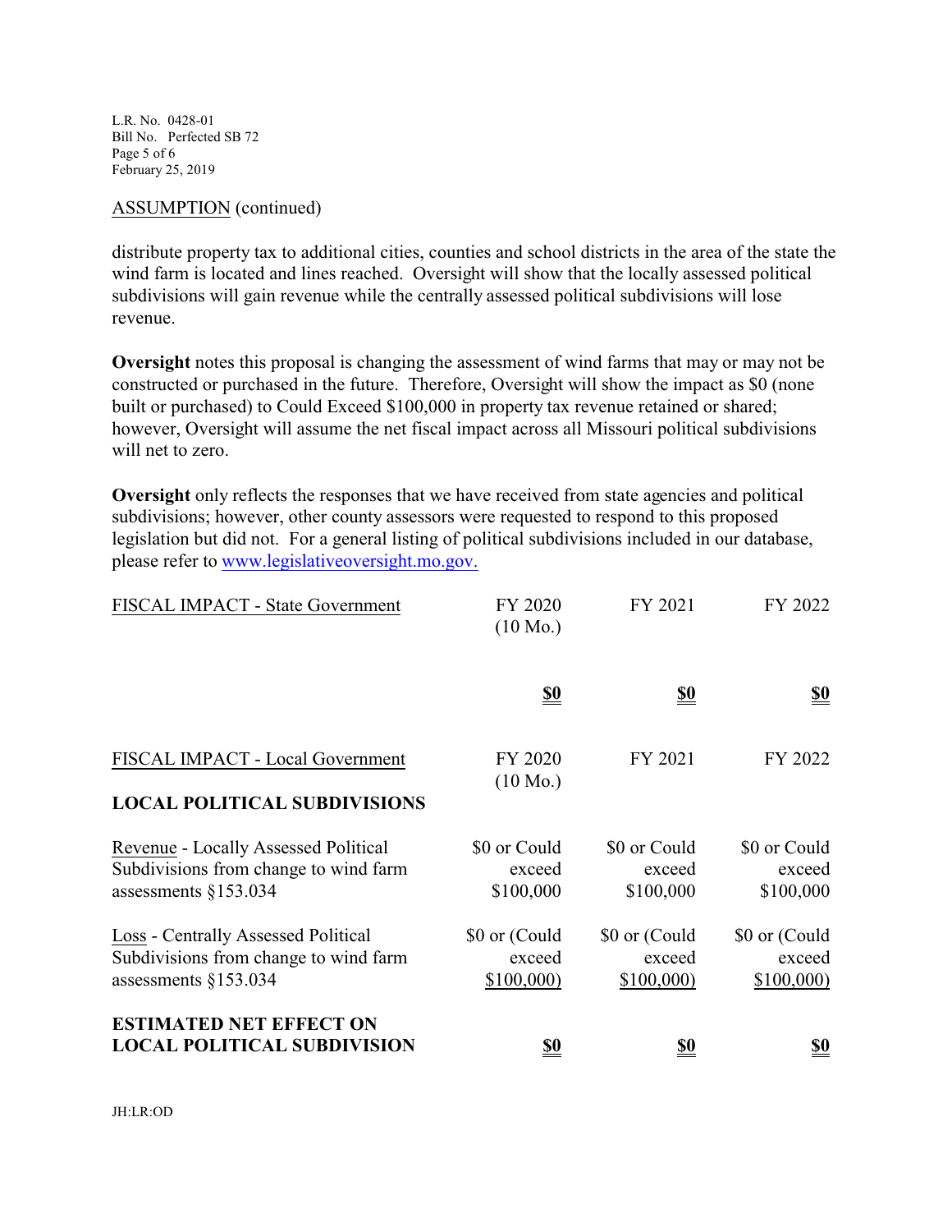ASSUMPTION (continued)

distribute property tax to additional cities, counties and school districts in the area of the state the wind farm is located and lines reached. Oversight will show that the locally assessed political subdivisions will gain revenue while the centrally assessed political subdivisions will lose revenue.

**Oversight** notes this proposal is changing the assessment of wind farms that may or may not be constructed or purchased in the future. Therefore, Oversight will show the impact as $0 (none built or purchased) to Could Exceed $100,000 in property tax revenue retained or shared; however, Oversight will assume the net fiscal impact across all Missouri political subdivisions will net to zero.

**Oversight** only reflects the responses that we have received from state agencies and political subdivisions; however, other county assessors were requested to respond to this proposed legislation but did not. For a general listing of political subdivisions included in our database, please refer to www.legislativeoversight.mo.gov.

| FISCAL IMPACT - State Government | FY 2020 (10 Mo.) | FY 2021 | FY 2022 |
|---|---|---|---|
| | **$0** | **$0** | **$0** |

| FISCAL IMPACT - Local Government | FY 2020 (10 Mo.) | FY 2021 | FY 2022 |
|---|---|---|---|
| **LOCAL POLITICAL SUBDIVISIONS** | | | |
| Revenue - Locally Assessed Political Subdivisions from change to wind farm assessments §153.034 | $0 or Could exceed $100,000 | $0 or Could exceed $100,000 | $0 or Could exceed $100,000 |
| Loss - Centrally Assessed Political Subdivisions from change to wind farm assessments §153.034 | $0 or (Could exceed $100,000) | $0 or (Could exceed $100,000) | $0 or (Could exceed $100,000) |
| **ESTIMATED NET EFFECT ON LOCAL POLITICAL SUBDIVISION** | **$0** | **$0** | **$0** |

JH:LR:OD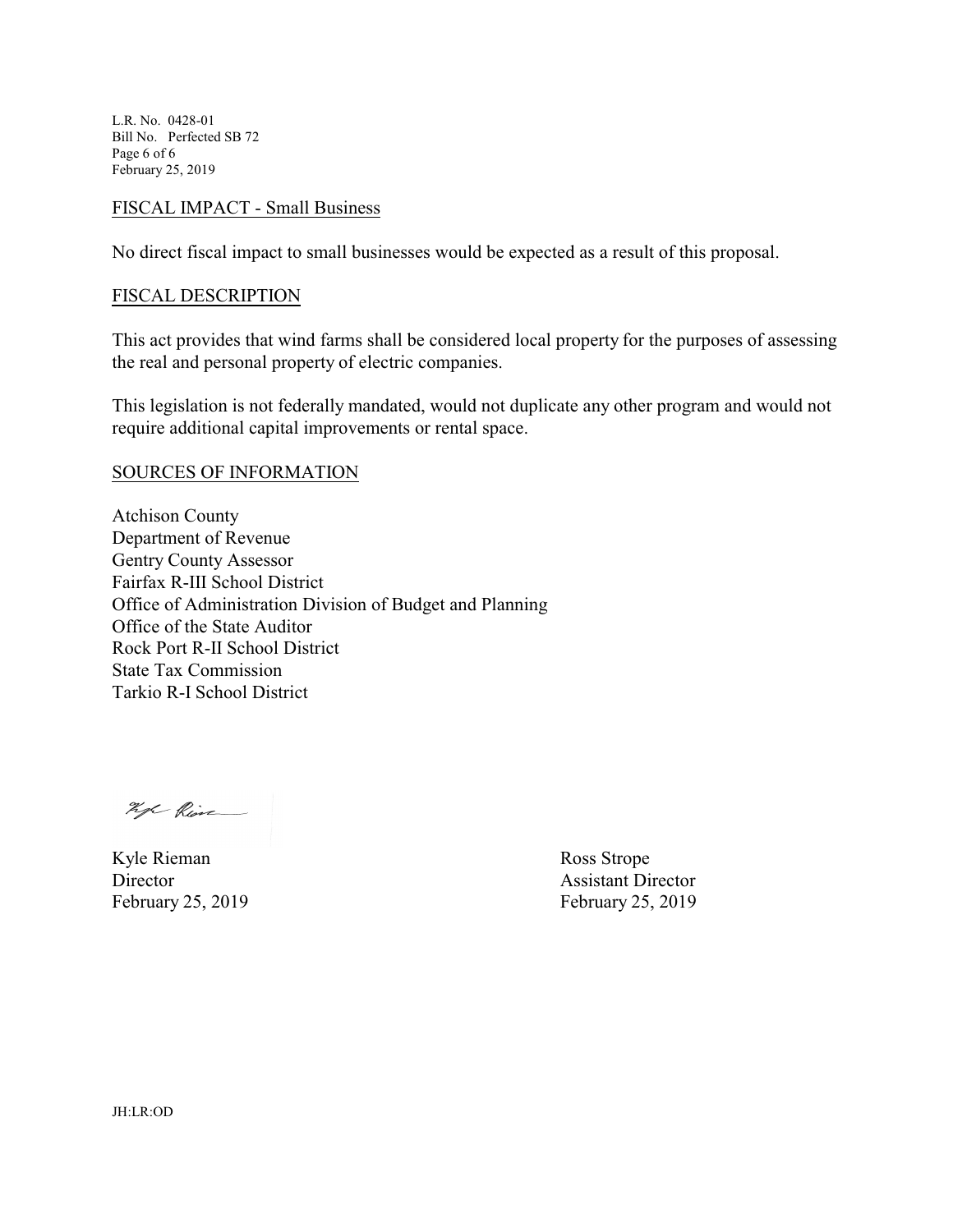## FISCAL IMPACT - Small Business

No direct fiscal impact to small businesses would be expected as a result of this proposal.

## FISCAL DESCRIPTION

This act provides that wind farms shall be considered local property for the purposes of assessing the real and personal property of electric companies.

This legislation is not federally mandated, would not duplicate any other program and would not require additional capital improvements or rental space.

## SOURCES OF INFORMATION

Atchison County
Department of Revenue
Gentry County Assessor
Fairfax R-III School District
Office of Administration Division of Budget and Planning
Office of the State Auditor
Rock Port R-II School District
State Tax Commission
Tarkio R-I School District

Kyle Rieman
Director
February 25, 2019

Ross Strope
Assistant Director
February 25, 2019

JH:LR:OD